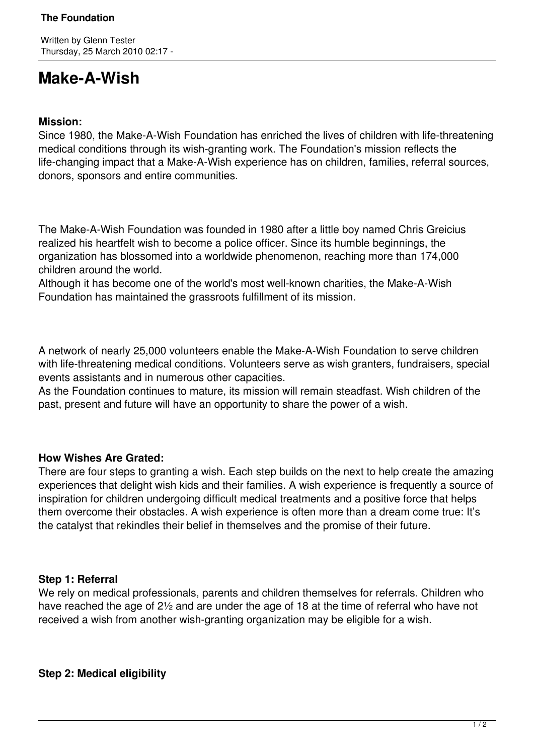# Make-A-Wish

**Mission:**
Since 1980, the Make-A-Wish Foundation has enriched the lives of children with life-threatening medical conditions through its wish-granting work. The Foundation's mission reflects the life-changing impact that a Make-A-Wish experience has on children, families, referral sources, donors, sponsors and entire communities.

The Make-A-Wish Foundation was founded in 1980 after a little boy named Chris Greicius realized his heartfelt wish to become a police officer. Since its humble beginnings, the organization has blossomed into a worldwide phenomenon, reaching more than 174,000 children around the world.
Although it has become one of the world's most well-known charities, the Make-A-Wish Foundation has maintained the grassroots fulfillment of its mission.

A network of nearly 25,000 volunteers enable the Make-A-Wish Foundation to serve children with life-threatening medical conditions. Volunteers serve as wish granters, fundraisers, special events assistants and in numerous other capacities.
As the Foundation continues to mature, its mission will remain steadfast. Wish children of the past, present and future will have an opportunity to share the power of a wish.

**How Wishes Are Grated:**
There are four steps to granting a wish. Each step builds on the next to help create the amazing experiences that delight wish kids and their families. A wish experience is frequently a source of inspiration for children undergoing difficult medical treatments and a positive force that helps them overcome their obstacles. A wish experience is often more than a dream come true: It's the catalyst that rekindles their belief in themselves and the promise of their future.

**Step 1: Referral**
We rely on medical professionals, parents and children themselves for referrals. Children who have reached the age of 2½ and are under the age of 18 at the time of referral who have not received a wish from another wish-granting organization may be eligible for a wish.

**Step 2: Medical eligibility**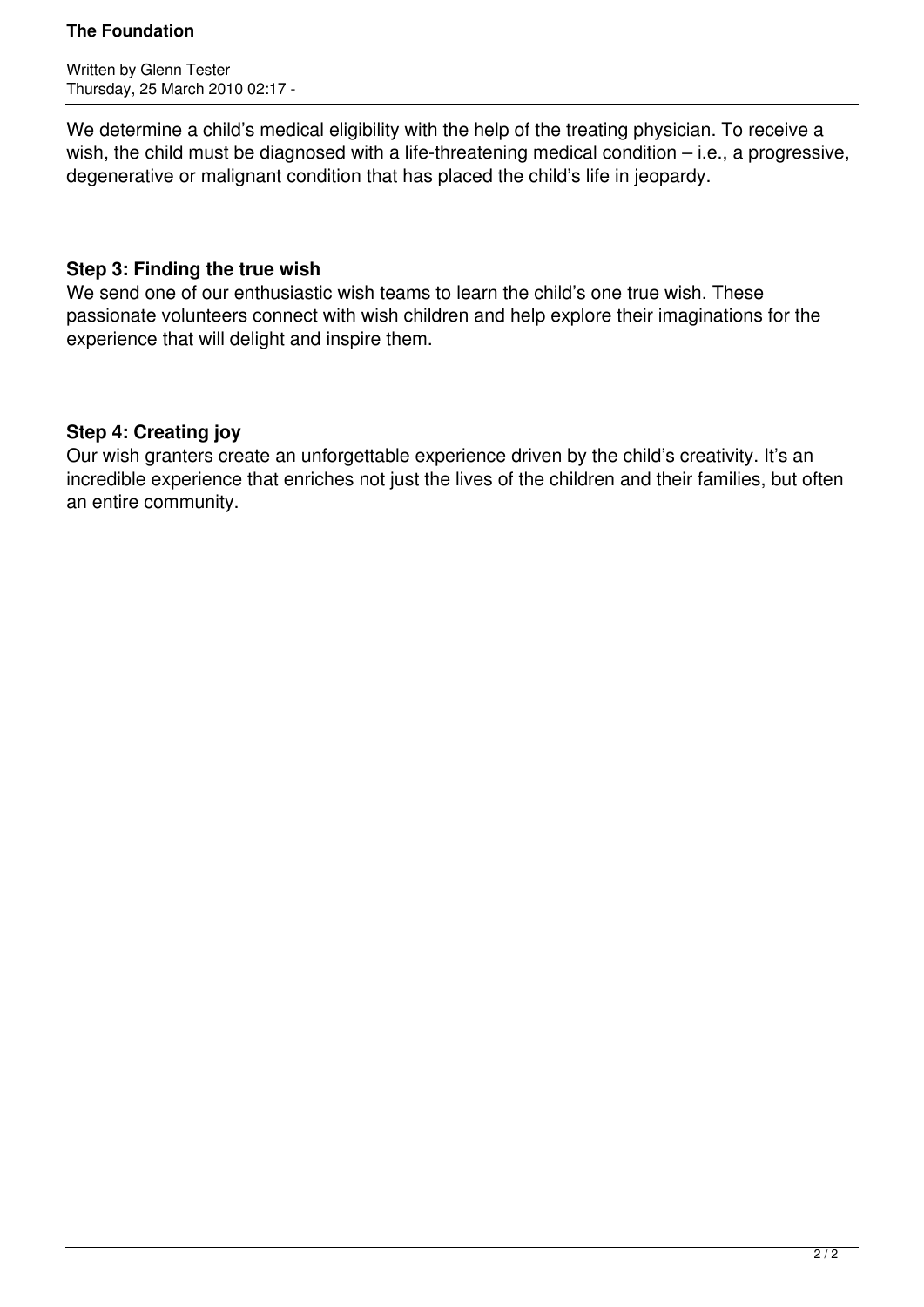We determine a child's medical eligibility with the help of the treating physician. To receive a wish, the child must be diagnosed with a life-threatening medical condition – i.e., a progressive, degenerative or malignant condition that has placed the child's life in jeopardy.

### Step 3: Finding the true wish

We send one of our enthusiastic wish teams to learn the child's one true wish. These passionate volunteers connect with wish children and help explore their imaginations for the experience that will delight and inspire them.

### Step 4: Creating joy

Our wish granters create an unforgettable experience driven by the child's creativity. It's an incredible experience that enriches not just the lives of the children and their families, but often an entire community.